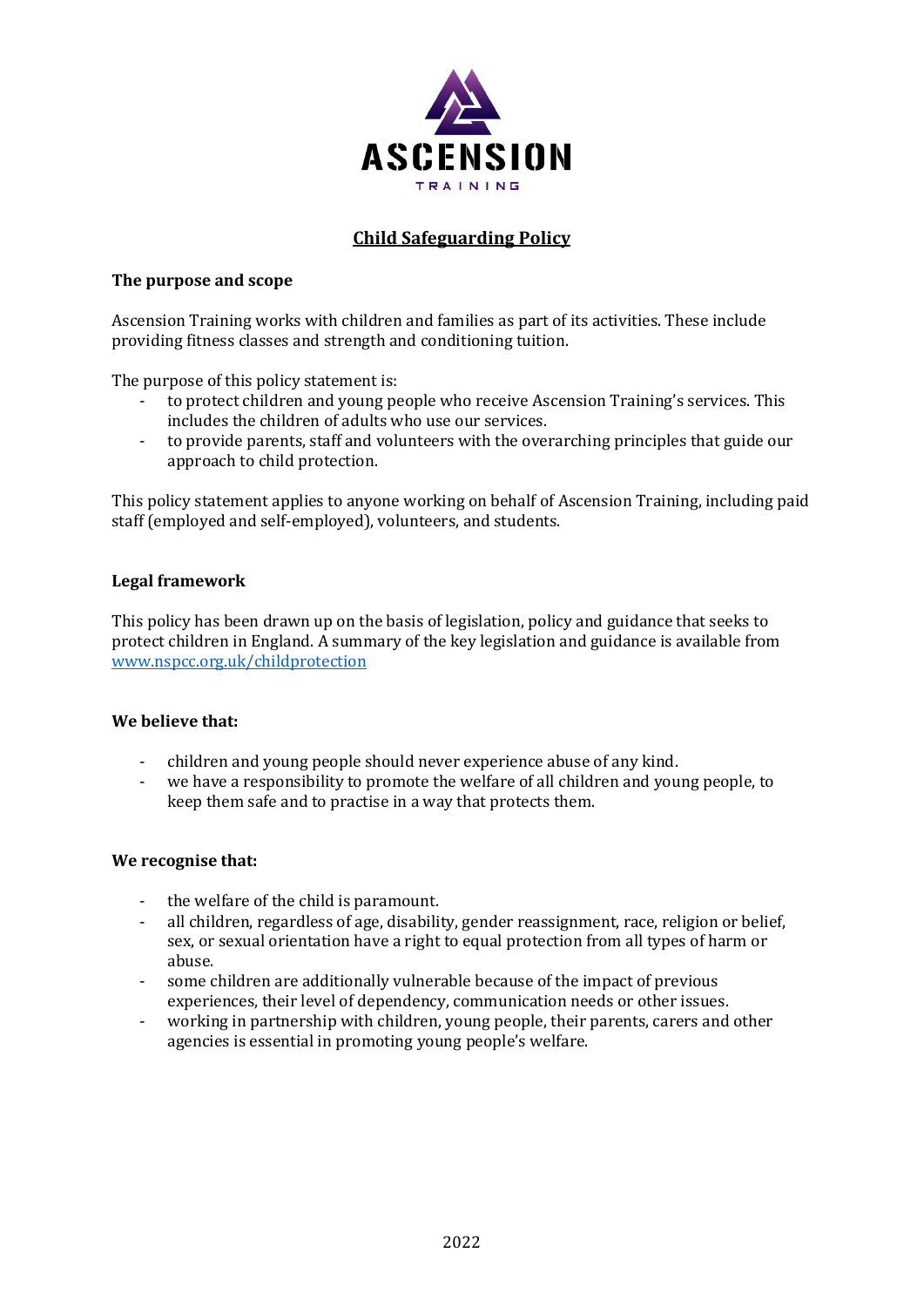# Child Safeguarding Policy

**The purpose and scope**

Ascension Training works with children and families as part of its activities. These include providing fitness classes and strength and conditioning tuition.

The purpose of this policy statement is:

- to protect children and young people who receive Ascension Training's services. This includes the children of adults who use our services.
- to provide parents, staff and volunteers with the overarching principles that guide our approach to child protection.

This policy statement applies to anyone working on behalf of Ascension Training, including paid staff (employed and self-employed), volunteers, and students.

**Legal framework**

This policy has been drawn up on the basis of legislation, policy and guidance that seeks to protect children in England. A summary of the key legislation and guidance is available from [www.nspcc.org.uk/childprotection](http://www.nspcc.org.uk/childprotection)

**We believe that:**

- children and young people should never experience abuse of any kind.
- we have a responsibility to promote the welfare of all children and young people, to keep them safe and to practise in a way that protects them.

**We recognise that:**

- the welfare of the child is paramount.
- all children, regardless of age, disability, gender reassignment, race, religion or belief, sex, or sexual orientation have a right to equal protection from all types of harm or abuse.
- some children are additionally vulnerable because of the impact of previous experiences, their level of dependency, communication needs or other issues.
- working in partnership with children, young people, their parents, carers and other agencies is essential in promoting young people's welfare.

2022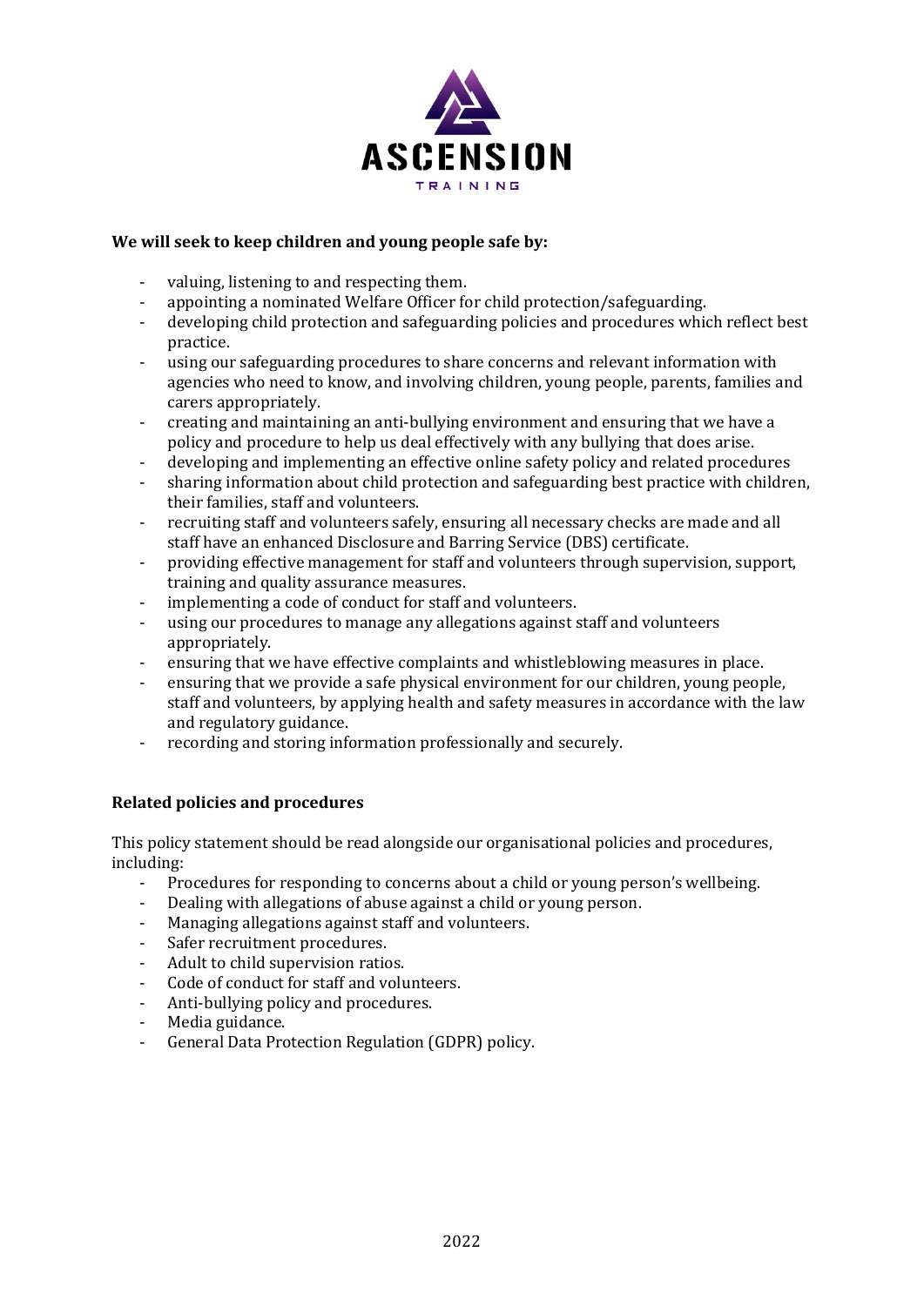**We will seek to keep children and young people safe by:**

- valuing, listening to and respecting them.
- appointing a nominated Welfare Officer for child protection/safeguarding.
- developing child protection and safeguarding policies and procedures which reflect best practice.
- using our safeguarding procedures to share concerns and relevant information with agencies who need to know, and involving children, young people, parents, families and carers appropriately.
- creating and maintaining an anti-bullying environment and ensuring that we have a policy and procedure to help us deal effectively with any bullying that does arise.
- developing and implementing an effective online safety policy and related procedures
- sharing information about child protection and safeguarding best practice with children, their families, staff and volunteers.
- recruiting staff and volunteers safely, ensuring all necessary checks are made and all staff have an enhanced Disclosure and Barring Service (DBS) certificate.
- providing effective management for staff and volunteers through supervision, support, training and quality assurance measures.
- implementing a code of conduct for staff and volunteers.
- using our procedures to manage any allegations against staff and volunteers appropriately.
- ensuring that we have effective complaints and whistleblowing measures in place.
- ensuring that we provide a safe physical environment for our children, young people, staff and volunteers, by applying health and safety measures in accordance with the law and regulatory guidance.
- recording and storing information professionally and securely.

**Related policies and procedures**

This policy statement should be read alongside our organisational policies and procedures, including:

- Procedures for responding to concerns about a child or young person's wellbeing.
- Dealing with allegations of abuse against a child or young person.
- Managing allegations against staff and volunteers.
- Safer recruitment procedures.
- Adult to child supervision ratios.
- Code of conduct for staff and volunteers.
- Anti-bullying policy and procedures.
- Media guidance.
- General Data Protection Regulation (GDPR) policy.

2022